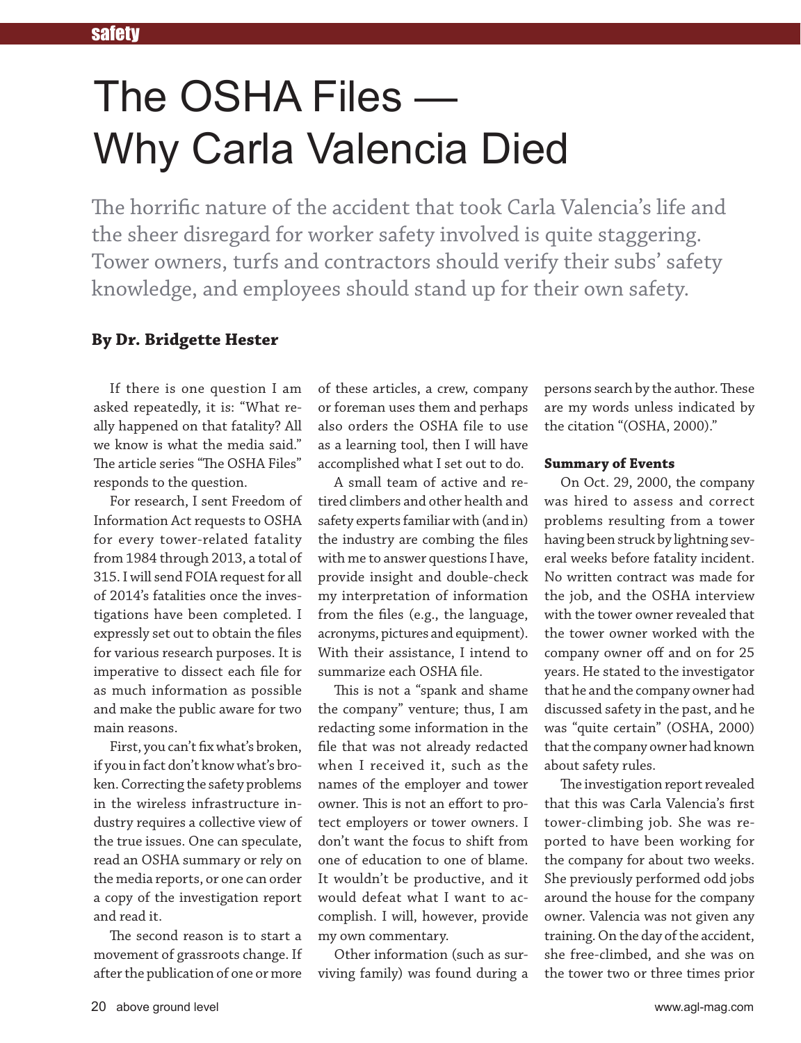# The OSHA Files — Why Carla Valencia Died

The horrific nature of the accident that took Carla Valencia's life and the sheer disregard for worker safety involved is quite staggering. Tower owners, turfs and contractors should verify their subs' safety knowledge, and employees should stand up for their own safety.

**By Dr. Bridgette Hester**

If there is one question I am asked repeatedly, it is: "What really happened on that fatality? All we know is what the media said." The article series "The OSHA Files" responds to the question.

For research, I sent Freedom of Information Act requests to OSHA for every tower-related fatality from 1984 through 2013, a total of 315. I will send FOIA request for all of 2014's fatalities once the investigations have been completed. I expressly set out to obtain the files for various research purposes. It is imperative to dissect each file for as much information as possible and make the public aware for two main reasons.

First, you can't fix what's broken, if you in fact don't know what's broken. Correcting the safety problems in the wireless infrastructure industry requires a collective view of the true issues. One can speculate, read an OSHA summary or rely on the media reports, or one can order a copy of the investigation report and read it.

The second reason is to start a movement of grassroots change. If after the publication of one or more of these articles, a crew, company or foreman uses them and perhaps also orders the OSHA file to use as a learning tool, then I will have accomplished what I set out to do.

A small team of active and retired climbers and other health and safety experts familiar with (and in) the industry are combing the files with me to answer questions I have, provide insight and double-check my interpretation of information from the files (e.g., the language, acronyms, pictures and equipment). With their assistance, I intend to summarize each OSHA file.

This is not a "spank and shame the company" venture; thus, I am redacting some information in the file that was not already redacted when I received it, such as the names of the employer and tower owner. This is not an effort to protect employers or tower owners. I don't want the focus to shift from one of education to one of blame. It wouldn't be productive, and it would defeat what I want to accomplish. I will, however, provide my own commentary.

Other information (such as surviving family) was found during a persons search by the author. These are my words unless indicated by the citation "(OSHA, 2000)."

**Summary of Events**

On Oct. 29, 2000, the company was hired to assess and correct problems resulting from a tower having been struck by lightning several weeks before fatality incident. No written contract was made for the job, and the OSHA interview with the tower owner revealed that the tower owner worked with the company owner off and on for 25 years. He stated to the investigator that he and the company owner had discussed safety in the past, and he was "quite certain" (OSHA, 2000) that the company owner had known about safety rules.

The investigation report revealed that this was Carla Valencia's first tower-climbing job. She was reported to have been working for the company for about two weeks. She previously performed odd jobs around the house for the company owner. Valencia was not given any training. On the day of the accident, she free-climbed, and she was on the tower two or three times prior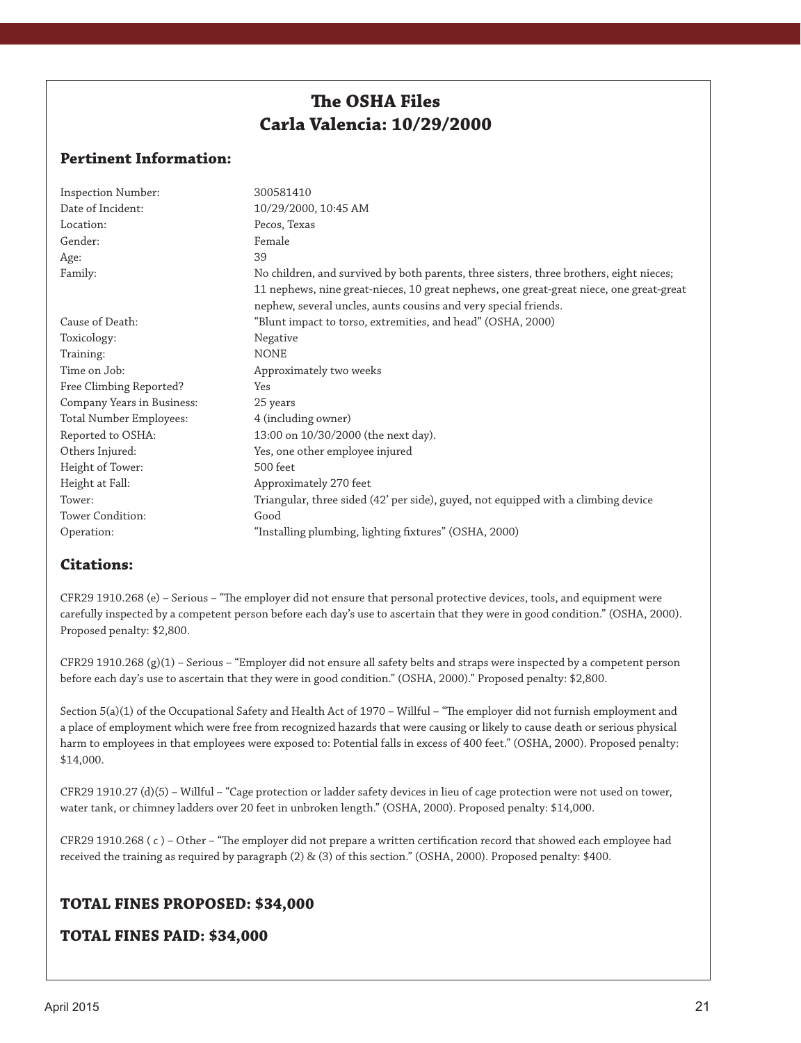## The OSHA Files
## Carla Valencia: 10/29/2000

### Pertinent Information:

| | |
|---|---|
| Inspection Number: | 300581410 |
| Date of Incident: | 10/29/2000, 10:45 AM |
| Location: | Pecos, Texas |
| Gender: | Female |
| Age: | 39 |
| Family: | No children, and survived by both parents, three sisters, three brothers, eight nieces; 11 nephews, nine great-nieces, 10 great nephews, one great-great niece, one great-great nephew, several uncles, aunts cousins and very special friends. |
| Cause of Death: | "Blunt impact to torso, extremities, and head" (OSHA, 2000) |
| Toxicology: | Negative |
| Training: | NONE |
| Time on Job: | Approximately two weeks |
| Free Climbing Reported? | Yes |
| Company Years in Business: | 25 years |
| Total Number Employees: | 4 (including owner) |
| Reported to OSHA: | 13:00 on 10/30/2000 (the next day). |
| Others Injured: | Yes, one other employee injured |
| Height of Tower: | 500 feet |
| Height at Fall: | Approximately 270 feet |
| Tower: | Triangular, three sided (42' per side), guyed, not equipped with a climbing device |
| Tower Condition: | Good |
| Operation: | "Installing plumbing, lighting fixtures" (OSHA, 2000) |

### Citations:

CFR29 1910.268 (e) – Serious – "The employer did not ensure that personal protective devices, tools, and equipment were carefully inspected by a competent person before each day's use to ascertain that they were in good condition." (OSHA, 2000). Proposed penalty: $2,800.

CFR29 1910.268 (g)(1) – Serious – "Employer did not ensure all safety belts and straps were inspected by a competent person before each day's use to ascertain that they were in good condition." (OSHA, 2000)." Proposed penalty: $2,800.

Section 5(a)(1) of the Occupational Safety and Health Act of 1970 – Willful – "The employer did not furnish employment and a place of employment which were free from recognized hazards that were causing or likely to cause death or serious physical harm to employees in that employees were exposed to: Potential falls in excess of 400 feet." (OSHA, 2000). Proposed penalty: $14,000.

CFR29 1910.27 (d)(5) – Willful – "Cage protection or ladder safety devices in lieu of cage protection were not used on tower, water tank, or chimney ladders over 20 feet in unbroken length." (OSHA, 2000). Proposed penalty: $14,000.

CFR29 1910.268 ( c ) – Other – "The employer did not prepare a written certification record that showed each employee had received the training as required by paragraph (2) & (3) of this section." (OSHA, 2000). Proposed penalty: $400.

### TOTAL FINES PROPOSED: $34,000

### TOTAL FINES PAID: $34,000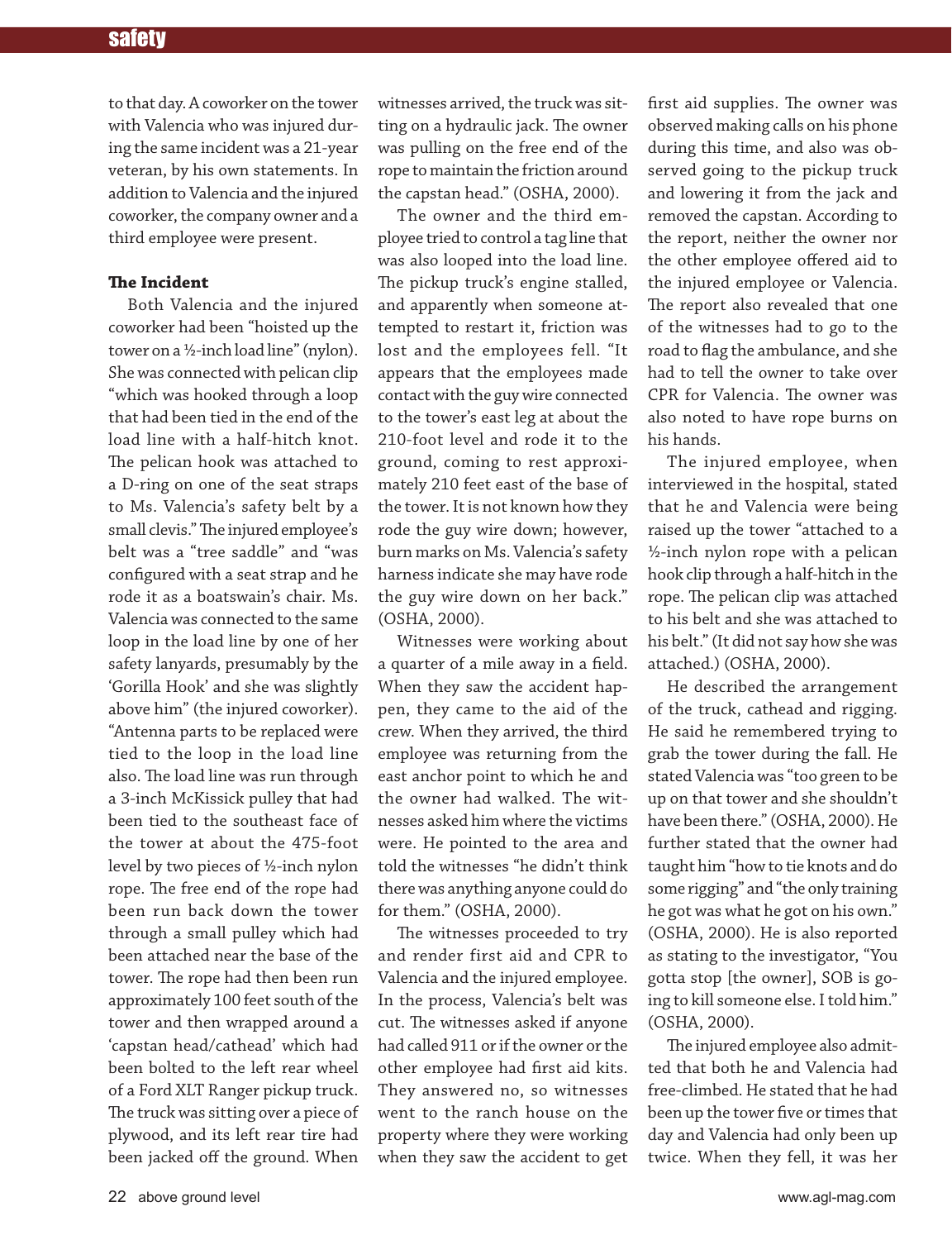to that day. A coworker on the tower with Valencia who was injured during the same incident was a 21-year veteran, by his own statements. In addition to Valencia and the injured coworker, the company owner and a third employee were present.

**The Incident**

Both Valencia and the injured coworker had been "hoisted up the tower on a ½-inch load line" (nylon). She was connected with pelican clip "which was hooked through a loop that had been tied in the end of the load line with a half-hitch knot. The pelican hook was attached to a D-ring on one of the seat straps to Ms. Valencia's safety belt by a small clevis." The injured employee's belt was a "tree saddle" and "was configured with a seat strap and he rode it as a boatswain's chair. Ms. Valencia was connected to the same loop in the load line by one of her safety lanyards, presumably by the 'Gorilla Hook' and she was slightly above him" (the injured coworker). "Antenna parts to be replaced were tied to the loop in the load line also. The load line was run through a 3-inch McKissick pulley that had been tied to the southeast face of the tower at about the 475-foot level by two pieces of ½-inch nylon rope. The free end of the rope had been run back down the tower through a small pulley which had been attached near the base of the tower. The rope had then been run approximately 100 feet south of the tower and then wrapped around a 'capstan head/cathead' which had been bolted to the left rear wheel of a Ford XLT Ranger pickup truck. The truck was sitting over a piece of plywood, and its left rear tire had been jacked off the ground. When witnesses arrived, the truck was sitting on a hydraulic jack. The owner was pulling on the free end of the rope to maintain the friction around the capstan head." (OSHA, 2000).

The owner and the third employee tried to control a tag line that was also looped into the load line. The pickup truck's engine stalled, and apparently when someone attempted to restart it, friction was lost and the employees fell. "It appears that the employees made contact with the guy wire connected to the tower's east leg at about the 210-foot level and rode it to the ground, coming to rest approximately 210 feet east of the base of the tower. It is not known how they rode the guy wire down; however, burn marks on Ms. Valencia's safety harness indicate she may have rode the guy wire down on her back." (OSHA, 2000).

Witnesses were working about a quarter of a mile away in a field. When they saw the accident happen, they came to the aid of the crew. When they arrived, the third employee was returning from the east anchor point to which he and the owner had walked. The witnesses asked him where the victims were. He pointed to the area and told the witnesses "he didn't think there was anything anyone could do for them." (OSHA, 2000).

The witnesses proceeded to try and render first aid and CPR to Valencia and the injured employee. In the process, Valencia's belt was cut. The witnesses asked if anyone had called 911 or if the owner or the other employee had first aid kits. They answered no, so witnesses went to the ranch house on the property where they were working when they saw the accident to get first aid supplies. The owner was observed making calls on his phone during this time, and also was observed going to the pickup truck and lowering it from the jack and removed the capstan. According to the report, neither the owner nor the other employee offered aid to the injured employee or Valencia. The report also revealed that one of the witnesses had to go to the road to flag the ambulance, and she had to tell the owner to take over CPR for Valencia. The owner was also noted to have rope burns on his hands.

The injured employee, when interviewed in the hospital, stated that he and Valencia were being raised up the tower "attached to a ½-inch nylon rope with a pelican hook clip through a half-hitch in the rope. The pelican clip was attached to his belt and she was attached to his belt." (It did not say how she was attached.) (OSHA, 2000).

He described the arrangement of the truck, cathead and rigging. He said he remembered trying to grab the tower during the fall. He stated Valencia was "too green to be up on that tower and she shouldn't have been there." (OSHA, 2000). He further stated that the owner had taught him "how to tie knots and do some rigging" and "the only training he got was what he got on his own." (OSHA, 2000). He is also reported as stating to the investigator, "You gotta stop [the owner], SOB is going to kill someone else. I told him." (OSHA, 2000).

The injured employee also admitted that both he and Valencia had free-climbed. He stated that he had been up the tower five or times that day and Valencia had only been up twice. When they fell, it was her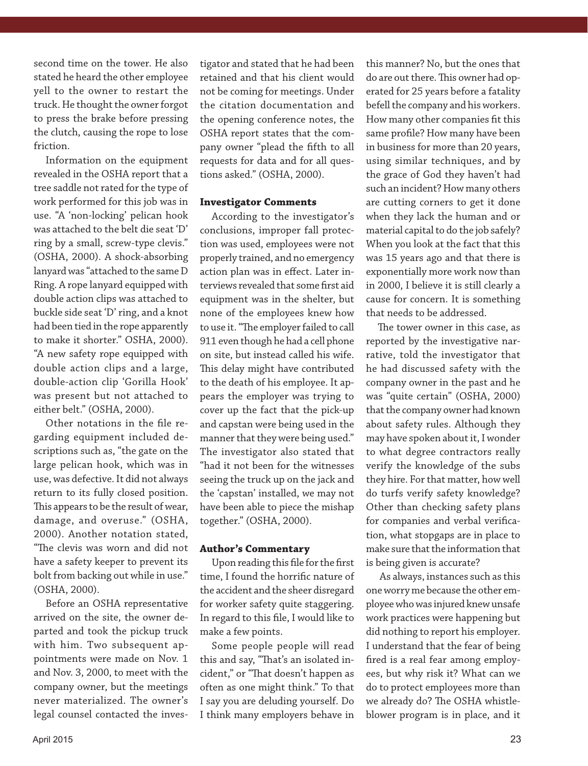second time on the tower. He also stated he heard the other employee yell to the owner to restart the truck. He thought the owner forgot to press the brake before pressing the clutch, causing the rope to lose friction.

Information on the equipment revealed in the OSHA report that a tree saddle not rated for the type of work performed for this job was in use. "A 'non-locking' pelican hook was attached to the belt die seat 'D' ring by a small, screw-type clevis." (OSHA, 2000). A shock-absorbing lanyard was "attached to the same D Ring. A rope lanyard equipped with double action clips was attached to buckle side seat 'D' ring, and a knot had been tied in the rope apparently to make it shorter." OSHA, 2000). "A new safety rope equipped with double action clips and a large, double-action clip 'Gorilla Hook' was present but not attached to either belt." (OSHA, 2000).

Other notations in the file regarding equipment included descriptions such as, "the gate on the large pelican hook, which was in use, was defective. It did not always return to its fully closed position. This appears to be the result of wear, damage, and overuse." (OSHA, 2000). Another notation stated, "The clevis was worn and did not have a safety keeper to prevent its bolt from backing out while in use." (OSHA, 2000).

Before an OSHA representative arrived on the site, the owner departed and took the pickup truck with him. Two subsequent appointments were made on Nov. 1 and Nov. 3, 2000, to meet with the company owner, but the meetings never materialized. The owner's legal counsel contacted the investigator and stated that he had been retained and that his client would not be coming for meetings. Under the citation documentation and the opening conference notes, the OSHA report states that the company owner "plead the fifth to all requests for data and for all questions asked." (OSHA, 2000).

### Investigator Comments

According to the investigator's conclusions, improper fall protection was used, employees were not properly trained, and no emergency action plan was in effect. Later interviews revealed that some first aid equipment was in the shelter, but none of the employees knew how to use it. "The employer failed to call 911 even though he had a cell phone on site, but instead called his wife. This delay might have contributed to the death of his employee. It appears the employer was trying to cover up the fact that the pick-up and capstan were being used in the manner that they were being used." The investigator also stated that "had it not been for the witnesses seeing the truck up on the jack and the 'capstan' installed, we may not have been able to piece the mishap together." (OSHA, 2000).

### Author's Commentary

Upon reading this file for the first time, I found the horrific nature of the accident and the sheer disregard for worker safety quite staggering. In regard to this file, I would like to make a few points.

Some people people will read this and say, "That's an isolated incident," or "That doesn't happen as often as one might think." To that I say you are deluding yourself. Do I think many employers behave in this manner? No, but the ones that do are out there. This owner had operated for 25 years before a fatality befell the company and his workers. How many other companies fit this same profile? How many have been in business for more than 20 years, using similar techniques, and by the grace of God they haven't had such an incident? How many others are cutting corners to get it done when they lack the human and or material capital to do the job safely? When you look at the fact that this was 15 years ago and that there is exponentially more work now than in 2000, I believe it is still clearly a cause for concern. It is something that needs to be addressed.

The tower owner in this case, as reported by the investigative narrative, told the investigator that he had discussed safety with the company owner in the past and he was "quite certain" (OSHA, 2000) that the company owner had known about safety rules. Although they may have spoken about it, I wonder to what degree contractors really verify the knowledge of the subs they hire. For that matter, how well do turfs verify safety knowledge? Other than checking safety plans for companies and verbal verification, what stopgaps are in place to make sure that the information that is being given is accurate?

As always, instances such as this one worry me because the other employee who was injured knew unsafe work practices were happening but did nothing to report his employer. I understand that the fear of being fired is a real fear among employees, but why risk it? What can we do to protect employees more than we already do? The OSHA whistleblower program is in place, and it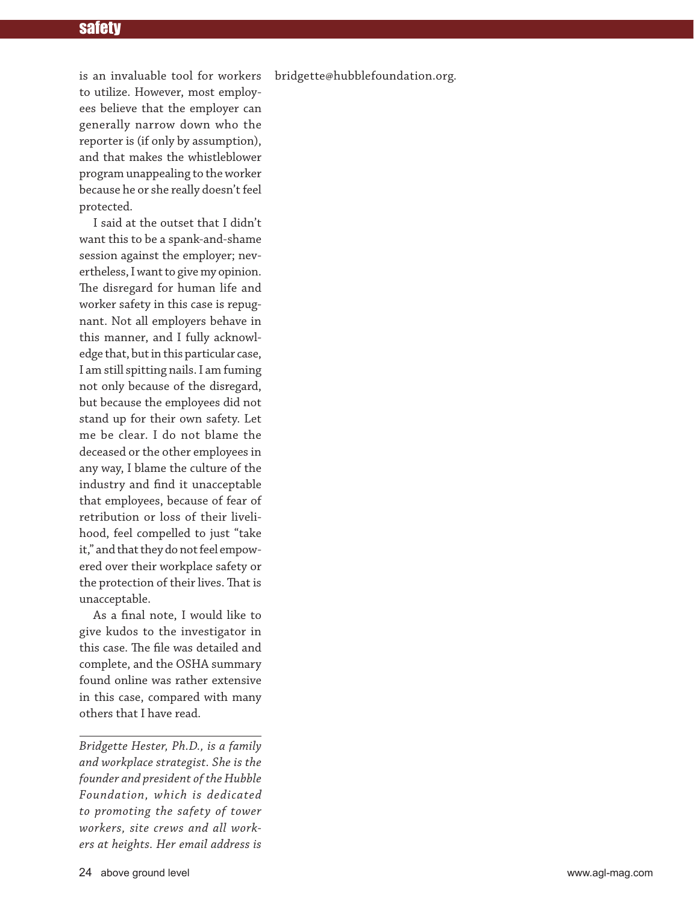is an invaluable tool for workers to utilize. However, most employees believe that the employer can generally narrow down who the reporter is (if only by assumption), and that makes the whistleblower program unappealing to the worker because he or she really doesn't feel protected.

I said at the outset that I didn't want this to be a spank-and-shame session against the employer; nevertheless, I want to give my opinion. The disregard for human life and worker safety in this case is repugnant. Not all employers behave in this manner, and I fully acknowledge that, but in this particular case, I am still spitting nails. I am fuming not only because of the disregard, but because the employees did not stand up for their own safety. Let me be clear. I do not blame the deceased or the other employees in any way, I blame the culture of the industry and find it unacceptable that employees, because of fear of retribution or loss of their livelihood, feel compelled to just "take it," and that they do not feel empowered over their workplace safety or the protection of their lives. That is unacceptable.

As a final note, I would like to give kudos to the investigator in this case. The file was detailed and complete, and the OSHA summary found online was rather extensive in this case, compared with many others that I have read.

---

*Bridgette Hester, Ph.D., is a family and workplace strategist. She is the founder and president of the Hubble Foundation, which is dedicated to promoting the safety of tower workers, site crews and all workers at heights. Her email address is* bridgette@hubblefoundation.org.